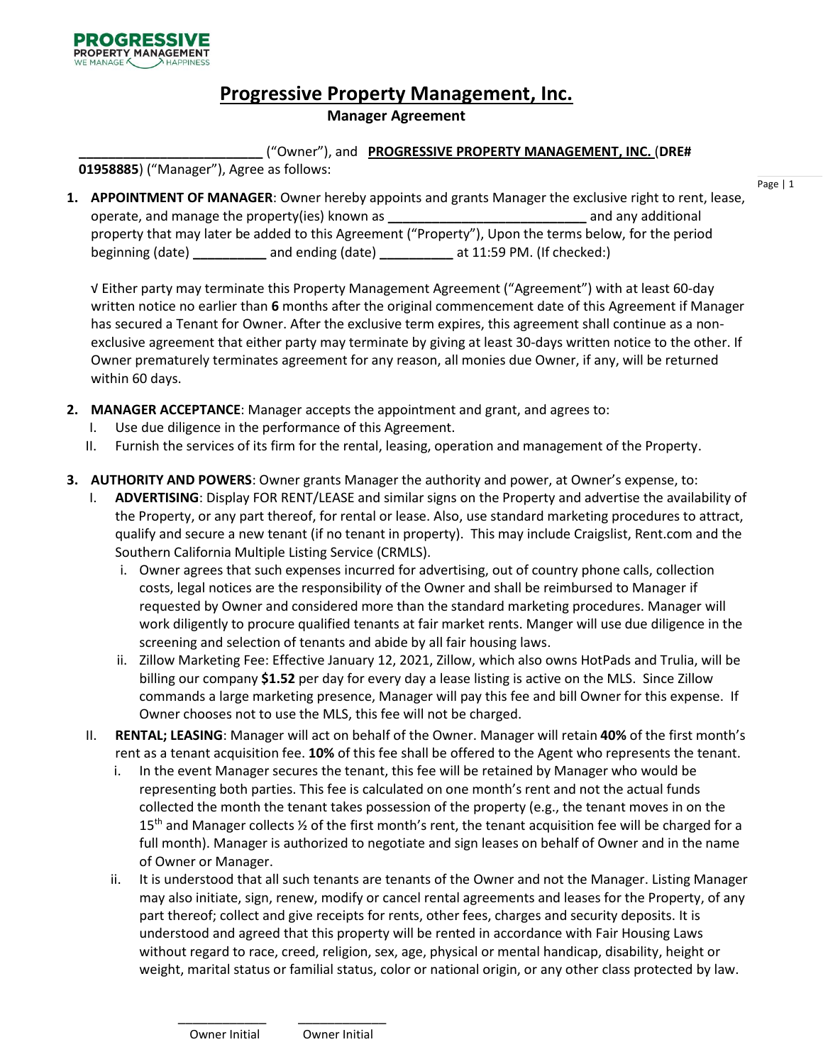PROGRESSIVE
PROPERTY MANAGEMENT
WE MANAGE HAPPINESS

# Progressive Property Management, Inc.

## Manager Agreement

**________________________** ("Owner"), and **PROGRESSIVE PROPERTY MANAGEMENT, INC.** (**DRE# 01958885**) ("Manager"), Agree as follows:

1. **APPOINTMENT OF MANAGER**: Owner hereby appoints and grants Manager the exclusive right to rent, lease, operate, and manage the property(ies) known as **__________________________** and any additional property that may later be added to this Agreement ("Property"), Upon the terms below, for the period beginning (date) **__________** and ending (date) **__________** at 11:59 PM. (If checked:)

   √ Either party may terminate this Property Management Agreement ("Agreement") with at least 60-day written notice no earlier than **6** months after the original commencement date of this Agreement if Manager has secured a Tenant for Owner. After the exclusive term expires, this agreement shall continue as a non-exclusive agreement that either party may terminate by giving at least 30-days written notice to the other. If Owner prematurely terminates agreement for any reason, all monies due Owner, if any, will be returned within 60 days.

2. **MANAGER ACCEPTANCE**: Manager accepts the appointment and grant, and agrees to:
   I. Use due diligence in the performance of this Agreement.
   II. Furnish the services of its firm for the rental, leasing, operation and management of the Property.

3. **AUTHORITY AND POWERS**: Owner grants Manager the authority and power, at Owner's expense, to:
   I. **ADVERTISING**: Display FOR RENT/LEASE and similar signs on the Property and advertise the availability of the Property, or any part thereof, for rental or lease. Also, use standard marketing procedures to attract, qualify and secure a new tenant (if no tenant in property). This may include Craigslist, Rent.com and the Southern California Multiple Listing Service (CRMLS).
      i. Owner agrees that such expenses incurred for advertising, out of country phone calls, collection costs, legal notices are the responsibility of the Owner and shall be reimbursed to Manager if requested by Owner and considered more than the standard marketing procedures. Manager will work diligently to procure qualified tenants at fair market rents. Manger will use due diligence in the screening and selection of tenants and abide by all fair housing laws.
      ii. Zillow Marketing Fee: Effective January 12, 2021, Zillow, which also owns HotPads and Trulia, will be billing our company **$1.52** per day for every day a lease listing is active on the MLS. Since Zillow commands a large marketing presence, Manager will pay this fee and bill Owner for this expense. If Owner chooses not to use the MLS, this fee will not be charged.

   II. **RENTAL; LEASING**: Manager will act on behalf of the Owner. Manager will retain **40%** of the first month's rent as a tenant acquisition fee. **10%** of this fee shall be offered to the Agent who represents the tenant.
      i. In the event Manager secures the tenant, this fee will be retained by Manager who would be representing both parties. This fee is calculated on one month's rent and not the actual funds collected the month the tenant takes possession of the property (e.g., the tenant moves in on the 15th and Manager collects ½ of the first month's rent, the tenant acquisition fee will be charged for a full month). Manager is authorized to negotiate and sign leases on behalf of Owner and in the name of Owner or Manager.
      ii. It is understood that all such tenants are tenants of the Owner and not the Manager. Listing Manager may also initiate, sign, renew, modify or cancel rental agreements and leases for the Property, of any part thereof; collect and give receipts for rents, other fees, charges and security deposits. It is understood and agreed that this property will be rented in accordance with Fair Housing Laws without regard to race, creed, religion, sex, age, physical or mental handicap, disability, height or weight, marital status or familial status, color or national origin, or any other class protected by law.

____________ Owner Initial ____________ Owner Initial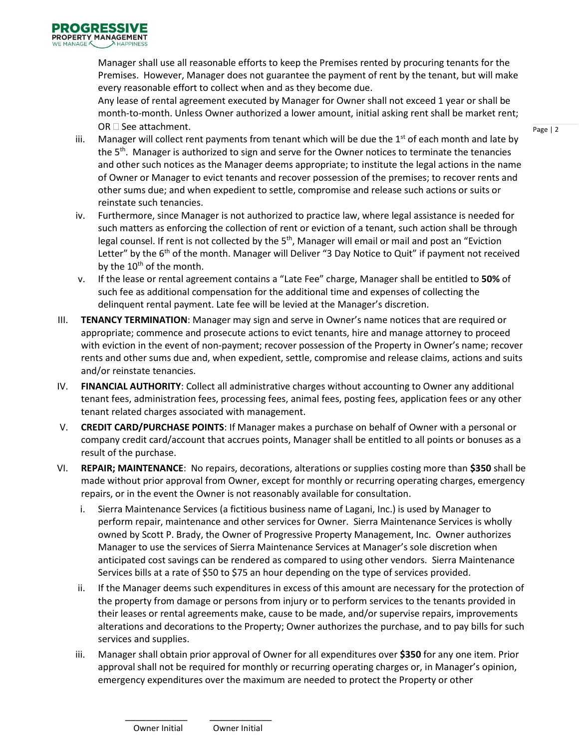Manager shall use all reasonable efforts to keep the Premises rented by procuring tenants for the Premises. However, Manager does not guarantee the payment of rent by the tenant, but will make every reasonable effort to collect when and as they become due.

Any lease of rental agreement executed by Manager for Owner shall not exceed 1 year or shall be month-to-month. Unless Owner authorized a lower amount, initial asking rent shall be market rent; OR ☐ See attachment.

iii. Manager will collect rent payments from tenant which will be due the 1st of each month and late by the 5th. Manager is authorized to sign and serve for the Owner notices to terminate the tenancies and other such notices as the Manager deems appropriate; to institute the legal actions in the name of Owner or Manager to evict tenants and recover possession of the premises; to recover rents and other sums due; and when expedient to settle, compromise and release such actions or suits or reinstate such tenancies.

iv. Furthermore, since Manager is not authorized to practice law, where legal assistance is needed for such matters as enforcing the collection of rent or eviction of a tenant, such action shall be through legal counsel. If rent is not collected by the 5th, Manager will email or mail and post an "Eviction Letter" by the 6th of the month. Manager will Deliver "3 Day Notice to Quit" if payment not received by the 10th of the month.

v. If the lease or rental agreement contains a "Late Fee" charge, Manager shall be entitled to **50%** of such fee as additional compensation for the additional time and expenses of collecting the delinquent rental payment. Late fee will be levied at the Manager's discretion.

III. **TENANCY TERMINATION**: Manager may sign and serve in Owner's name notices that are required or appropriate; commence and prosecute actions to evict tenants, hire and manage attorney to proceed with eviction in the event of non-payment; recover possession of the Property in Owner's name; recover rents and other sums due and, when expedient, settle, compromise and release claims, actions and suits and/or reinstate tenancies.

IV. **FINANCIAL AUTHORITY**: Collect all administrative charges without accounting to Owner any additional tenant fees, administration fees, processing fees, animal fees, posting fees, application fees or any other tenant related charges associated with management.

V. **CREDIT CARD/PURCHASE POINTS**: If Manager makes a purchase on behalf of Owner with a personal or company credit card/account that accrues points, Manager shall be entitled to all points or bonuses as a result of the purchase.

VI. **REPAIR; MAINTENANCE**: No repairs, decorations, alterations or supplies costing more than **$350** shall be made without prior approval from Owner, except for monthly or recurring operating charges, emergency repairs, or in the event the Owner is not reasonably available for consultation.

i. Sierra Maintenance Services (a fictitious business name of Lagani, Inc.) is used by Manager to perform repair, maintenance and other services for Owner. Sierra Maintenance Services is wholly owned by Scott P. Brady, the Owner of Progressive Property Management, Inc. Owner authorizes Manager to use the services of Sierra Maintenance Services at Manager's sole discretion when anticipated cost savings can be rendered as compared to using other vendors. Sierra Maintenance Services bills at a rate of $50 to $75 an hour depending on the type of services provided.

ii. If the Manager deems such expenditures in excess of this amount are necessary for the protection of the property from damage or persons from injury or to perform services to the tenants provided in their leases or rental agreements make, cause to be made, and/or supervise repairs, improvements alterations and decorations to the Property; Owner authorizes the purchase, and to pay bills for such services and supplies.

iii. Manager shall obtain prior approval of Owner for all expenditures over **$350** for any one item. Prior approval shall not be required for monthly or recurring operating charges or, in Manager's opinion, emergency expenditures over the maximum are needed to protect the Property or other

_____________ _____________
Owner Initial Owner Initial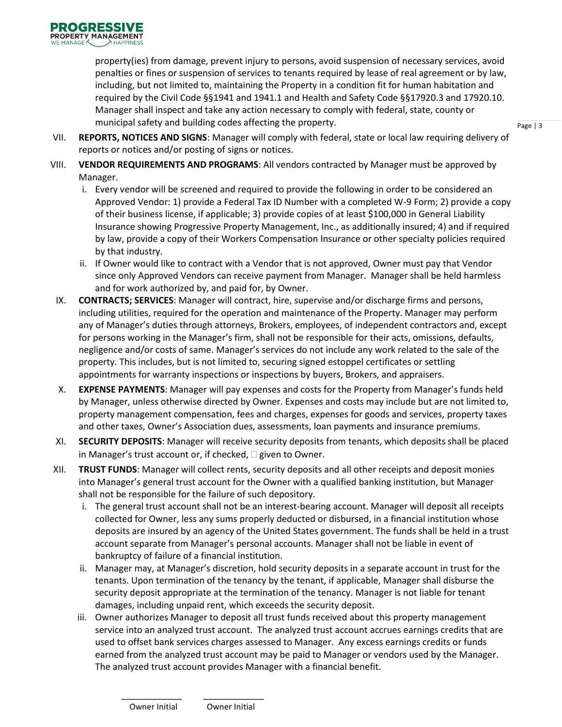property(ies) from damage, prevent injury to persons, avoid suspension of necessary services, avoid penalties or fines or suspension of services to tenants required by lease of real agreement or by law, including, but not limited to, maintaining the Property in a condition fit for human habitation and required by the Civil Code §§1941 and 1941.1 and Health and Safety Code §§17920.3 and 17920.10. Manager shall inspect and take any action necessary to comply with federal, state, county or municipal safety and building codes affecting the property.

VII. **REPORTS, NOTICES AND SIGNS**: Manager will comply with federal, state or local law requiring delivery of reports or notices and/or posting of signs or notices.

VIII. **VENDOR REQUIREMENTS AND PROGRAMS**: All vendors contracted by Manager must be approved by Manager.

i. Every vendor will be screened and required to provide the following in order to be considered an Approved Vendor: 1) provide a Federal Tax ID Number with a completed W-9 Form; 2) provide a copy of their business license, if applicable; 3) provide copies of at least $100,000 in General Liability Insurance showing Progressive Property Management, Inc., as additionally insured; 4) and if required by law, provide a copy of their Workers Compensation Insurance or other specialty policies required by that industry.

ii. If Owner would like to contract with a Vendor that is not approved, Owner must pay that Vendor since only Approved Vendors can receive payment from Manager. Manager shall be held harmless and for work authorized by, and paid for, by Owner.

IX. **CONTRACTS; SERVICES**: Manager will contract, hire, supervise and/or discharge firms and persons, including utilities, required for the operation and maintenance of the Property. Manager may perform any of Manager's duties through attorneys, Brokers, employees, of independent contractors and, except for persons working in the Manager's firm, shall not be responsible for their acts, omissions, defaults, negligence and/or costs of same. Manager's services do not include any work related to the sale of the property. This includes, but is not limited to, securing signed estoppel certificates or settling appointments for warranty inspections or inspections by buyers, Brokers, and appraisers.

X. **EXPENSE PAYMENTS**: Manager will pay expenses and costs for the Property from Manager's funds held by Manager, unless otherwise directed by Owner. Expenses and costs may include but are not limited to, property management compensation, fees and charges, expenses for goods and services, property taxes and other taxes, Owner's Association dues, assessments, loan payments and insurance premiums.

XI. **SECURITY DEPOSITS**: Manager will receive security deposits from tenants, which deposits shall be placed in Manager's trust account or, if checked, ☐ given to Owner.

XII. **TRUST FUNDS**: Manager will collect rents, security deposits and all other receipts and deposit monies into Manager's general trust account for the Owner with a qualified banking institution, but Manager shall not be responsible for the failure of such depository.

i. The general trust account shall not be an interest-bearing account. Manager will deposit all receipts collected for Owner, less any sums properly deducted or disbursed, in a financial institution whose deposits are insured by an agency of the United States government. The funds shall be held in a trust account separate from Manager's personal accounts. Manager shall not be liable in event of bankruptcy of failure of a financial institution.

ii. Manager may, at Manager's discretion, hold security deposits in a separate account in trust for the tenants. Upon termination of the tenancy by the tenant, if applicable, Manager shall disburse the security deposit appropriate at the termination of the tenancy. Manager is not liable for tenant damages, including unpaid rent, which exceeds the security deposit.

iii. Owner authorizes Manager to deposit all trust funds received about this property management service into an analyzed trust account. The analyzed trust account accrues earnings credits that are used to offset bank services charges assessed to Manager. Any excess earnings credits or funds earned from the analyzed trust account may be paid to Manager or vendors used by the Manager. The analyzed trust account provides Manager with a financial benefit.

\_\_\_\_\_\_\_\_\_\_\_\_ Owner Initial &nbsp;&nbsp;&nbsp; \_\_\_\_\_\_\_\_\_\_\_\_ Owner Initial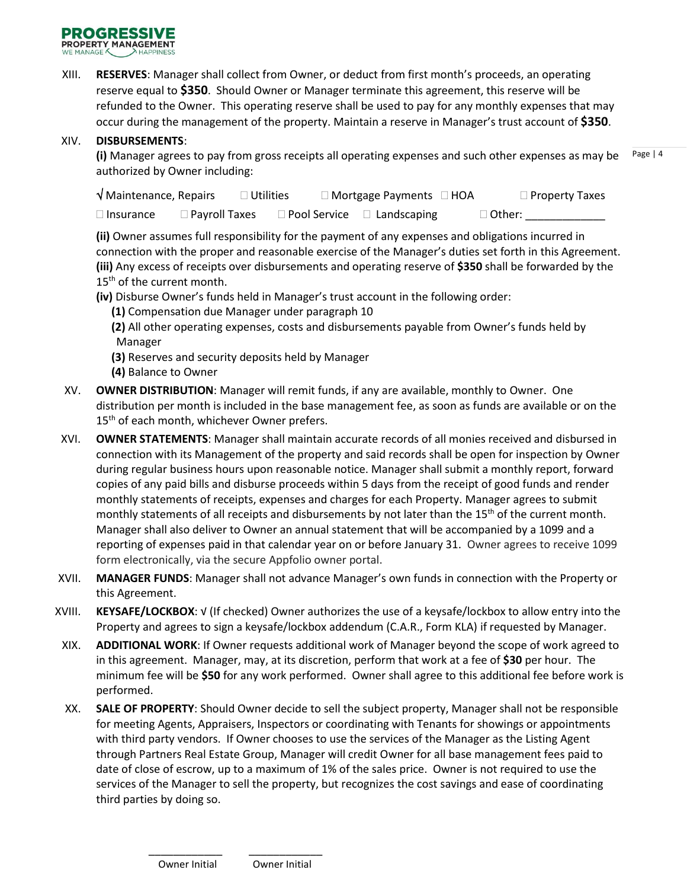XIII. **RESERVES**: Manager shall collect from Owner, or deduct from first month's proceeds, an operating reserve equal to **$350**. Should Owner or Manager terminate this agreement, this reserve will be refunded to the Owner. This operating reserve shall be used to pay for any monthly expenses that may occur during the management of the property. Maintain a reserve in Manager's trust account of **$350**.

XIV. **DISBURSEMENTS**:

**(i)** Manager agrees to pay from gross receipts all operating expenses and such other expenses as may be authorized by Owner including:

√ Maintenance, Repairs ☐ Utilities ☐ Mortgage Payments ☐ HOA ☐ Property Taxes

☐ Insurance ☐ Payroll Taxes ☐ Pool Service ☐ Landscaping ☐ Other: _____________

**(ii)** Owner assumes full responsibility for the payment of any expenses and obligations incurred in connection with the proper and reasonable exercise of the Manager's duties set forth in this Agreement.

**(iii)** Any excess of receipts over disbursements and operating reserve of **$350** shall be forwarded by the 15th of the current month.

**(iv)** Disburse Owner's funds held in Manager's trust account in the following order:

- **(1)** Compensation due Manager under paragraph 10
- **(2)** All other operating expenses, costs and disbursements payable from Owner's funds held by Manager
- **(3)** Reserves and security deposits held by Manager
- **(4)** Balance to Owner

XV. **OWNER DISTRIBUTION**: Manager will remit funds, if any are available, monthly to Owner. One distribution per month is included in the base management fee, as soon as funds are available or on the 15th of each month, whichever Owner prefers.

XVI. **OWNER STATEMENTS**: Manager shall maintain accurate records of all monies received and disbursed in connection with its Management of the property and said records shall be open for inspection by Owner during regular business hours upon reasonable notice. Manager shall submit a monthly report, forward copies of any paid bills and disburse proceeds within 5 days from the receipt of good funds and render monthly statements of receipts, expenses and charges for each Property. Manager agrees to submit monthly statements of all receipts and disbursements by not later than the 15th of the current month. Manager shall also deliver to Owner an annual statement that will be accompanied by a 1099 and a reporting of expenses paid in that calendar year on or before January 31. Owner agrees to receive 1099 form electronically, via the secure Appfolio owner portal.

XVII. **MANAGER FUNDS**: Manager shall not advance Manager's own funds in connection with the Property or this Agreement.

XVIII. **KEYSAFE/LOCKBOX**: √ (If checked) Owner authorizes the use of a keysafe/lockbox to allow entry into the Property and agrees to sign a keysafe/lockbox addendum (C.A.R., Form KLA) if requested by Manager.

XIX. **ADDITIONAL WORK**: If Owner requests additional work of Manager beyond the scope of work agreed to in this agreement. Manager, may, at its discretion, perform that work at a fee of **$30** per hour. The minimum fee will be **$50** for any work performed. Owner shall agree to this additional fee before work is performed.

XX. **SALE OF PROPERTY**: Should Owner decide to sell the subject property, Manager shall not be responsible for meeting Agents, Appraisers, Inspectors or coordinating with Tenants for showings or appointments with third party vendors. If Owner chooses to use the services of the Manager as the Listing Agent through Partners Real Estate Group, Manager will credit Owner for all base management fees paid to date of close of escrow, up to a maximum of 1% of the sales price. Owner is not required to use the services of the Manager to sell the property, but recognizes the cost savings and ease of coordinating third parties by doing so.

_____________ Owner Initial    _____________ Owner Initial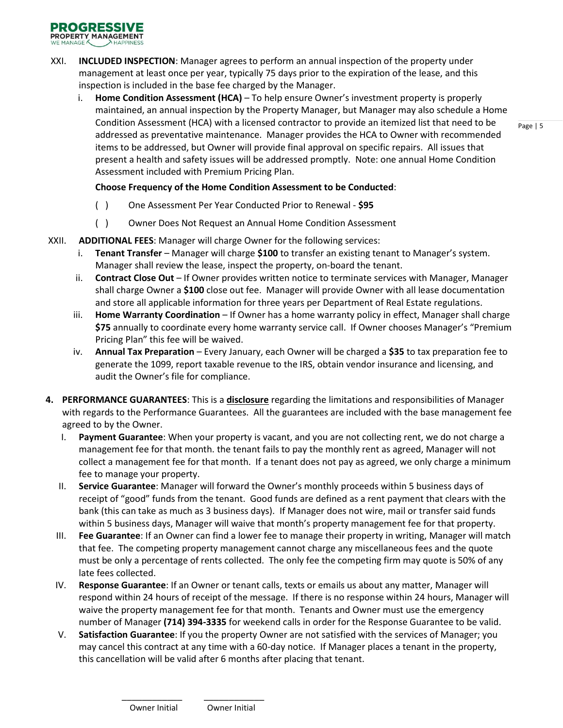XXI. **INCLUDED INSPECTION**: Manager agrees to perform an annual inspection of the property under management at least once per year, typically 75 days prior to the expiration of the lease, and this inspection is included in the base fee charged by the Manager.

   i. **Home Condition Assessment (HCA)** – To help ensure Owner's investment property is properly maintained, an annual inspection by the Property Manager, but Manager may also schedule a Home Condition Assessment (HCA) with a licensed contractor to provide an itemized list that need to be addressed as preventative maintenance. Manager provides the HCA to Owner with recommended items to be addressed, but Owner will provide final approval on specific repairs. All issues that present a health and safety issues will be addressed promptly. Note: one annual Home Condition Assessment included with Premium Pricing Plan.

   **Choose Frequency of the Home Condition Assessment to be Conducted**:

   ( ) One Assessment Per Year Conducted Prior to Renewal - **$95**

   ( ) Owner Does Not Request an Annual Home Condition Assessment

XXII. **ADDITIONAL FEES**: Manager will charge Owner for the following services:

   i. **Tenant Transfer** – Manager will charge **$100** to transfer an existing tenant to Manager's system. Manager shall review the lease, inspect the property, on-board the tenant.

   ii. **Contract Close Out** – If Owner provides written notice to terminate services with Manager, Manager shall charge Owner a **$100** close out fee. Manager will provide Owner with all lease documentation and store all applicable information for three years per Department of Real Estate regulations.

   iii. **Home Warranty Coordination** – If Owner has a home warranty policy in effect, Manager shall charge **$75** annually to coordinate every home warranty service call. If Owner chooses Manager's "Premium Pricing Plan" this fee will be waived.

   iv. **Annual Tax Preparation** – Every January, each Owner will be charged a **$35** to tax preparation fee to generate the 1099, report taxable revenue to the IRS, obtain vendor insurance and licensing, and audit the Owner's file for compliance.

4. **PERFORMANCE GUARANTEES**: This is a <u>**disclosure**</u> regarding the limitations and responsibilities of Manager with regards to the Performance Guarantees. All the guarantees are included with the base management fee agreed to by the Owner.

   I. **Payment Guarantee**: When your property is vacant, and you are not collecting rent, we do not charge a management fee for that month. the tenant fails to pay the monthly rent as agreed, Manager will not collect a management fee for that month. If a tenant does not pay as agreed, we only charge a minimum fee to manage your property.

   II. **Service Guarantee**: Manager will forward the Owner's monthly proceeds within 5 business days of receipt of "good" funds from the tenant. Good funds are defined as a rent payment that clears with the bank (this can take as much as 3 business days). If Manager does not wire, mail or transfer said funds within 5 business days, Manager will waive that month's property management fee for that property.

   III. **Fee Guarantee**: If an Owner can find a lower fee to manage their property in writing, Manager will match that fee. The competing property management cannot charge any miscellaneous fees and the quote must be only a percentage of rents collected. The only fee the competing firm may quote is 50% of any late fees collected.

   IV. **Response Guarantee**: If an Owner or tenant calls, texts or emails us about any matter, Manager will respond within 24 hours of receipt of the message. If there is no response within 24 hours, Manager will waive the property management fee for that month. Tenants and Owner must use the emergency number of Manager **(714) 394-3335** for weekend calls in order for the Response Guarantee to be valid.

   V. **Satisfaction Guarantee**: If you the property Owner are not satisfied with the services of Manager; you may cancel this contract at any time with a 60-day notice. If Manager places a tenant in the property, this cancellation will be valid after 6 months after placing that tenant.

\_\_\_\_\_\_\_\_\_\_\_\_ \_\_\_\_\_\_\_\_\_\_\_\_
Owner Initial Owner Initial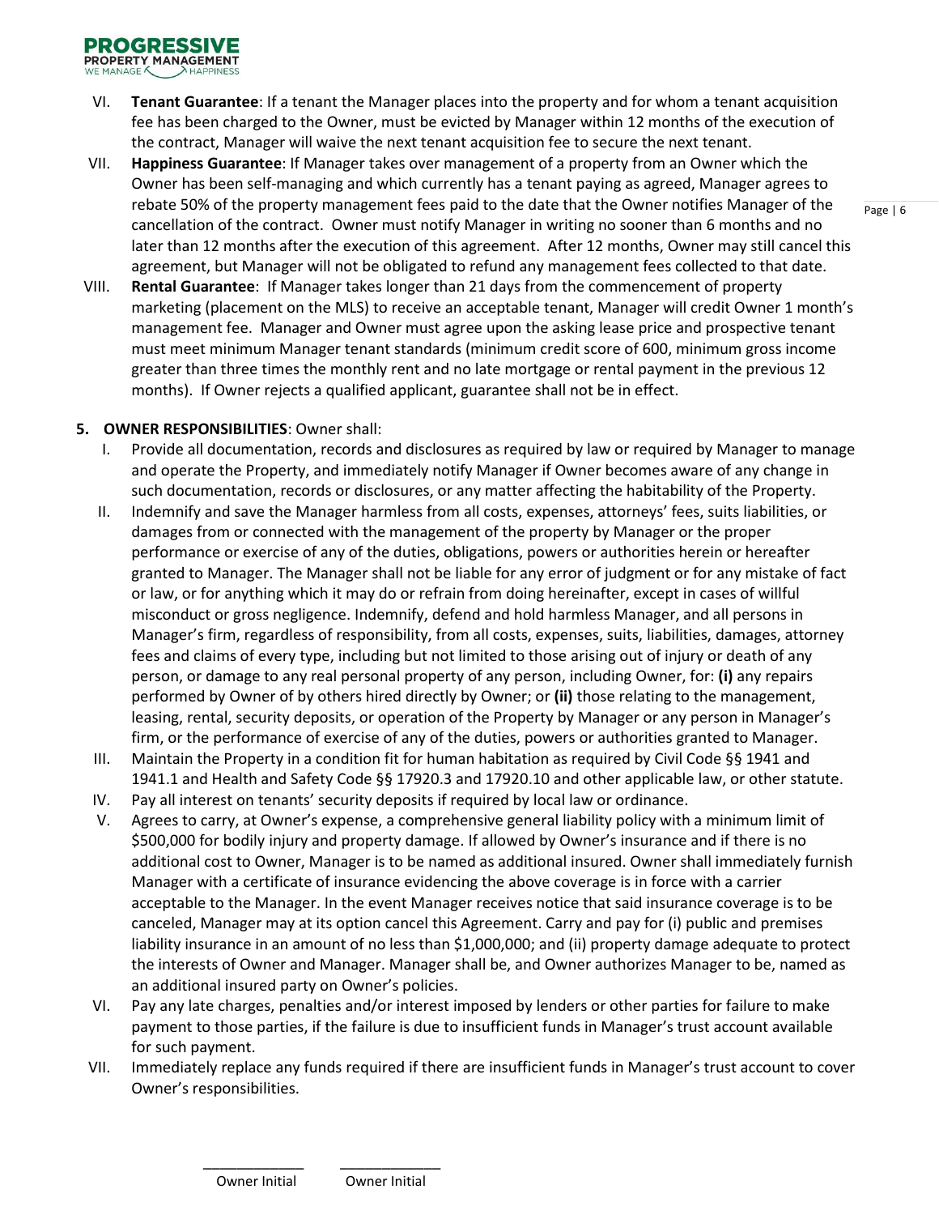VI. **Tenant Guarantee**: If a tenant the Manager places into the property and for whom a tenant acquisition fee has been charged to the Owner, must be evicted by Manager within 12 months of the execution of the contract, Manager will waive the next tenant acquisition fee to secure the next tenant.

VII. **Happiness Guarantee**: If Manager takes over management of a property from an Owner which the Owner has been self-managing and which currently has a tenant paying as agreed, Manager agrees to rebate 50% of the property management fees paid to the date that the Owner notifies Manager of the cancellation of the contract. Owner must notify Manager in writing no sooner than 6 months and no later than 12 months after the execution of this agreement. After 12 months, Owner may still cancel this agreement, but Manager will not be obligated to refund any management fees collected to that date.

VIII. **Rental Guarantee**: If Manager takes longer than 21 days from the commencement of property marketing (placement on the MLS) to receive an acceptable tenant, Manager will credit Owner 1 month's management fee. Manager and Owner must agree upon the asking lease price and prospective tenant must meet minimum Manager tenant standards (minimum credit score of 600, minimum gross income greater than three times the monthly rent and no late mortgage or rental payment in the previous 12 months). If Owner rejects a qualified applicant, guarantee shall not be in effect.

**5. OWNER RESPONSIBILITIES**: Owner shall:

I. Provide all documentation, records and disclosures as required by law or required by Manager to manage and operate the Property, and immediately notify Manager if Owner becomes aware of any change in such documentation, records or disclosures, or any matter affecting the habitability of the Property.

II. Indemnify and save the Manager harmless from all costs, expenses, attorneys' fees, suits liabilities, or damages from or connected with the management of the property by Manager or the proper performance or exercise of any of the duties, obligations, powers or authorities herein or hereafter granted to Manager. The Manager shall not be liable for any error of judgment or for any mistake of fact or law, or for anything which it may do or refrain from doing hereinafter, except in cases of willful misconduct or gross negligence. Indemnify, defend and hold harmless Manager, and all persons in Manager's firm, regardless of responsibility, from all costs, expenses, suits, liabilities, damages, attorney fees and claims of every type, including but not limited to those arising out of injury or death of any person, or damage to any real personal property of any person, including Owner, for: **(i)** any repairs performed by Owner of by others hired directly by Owner; or **(ii)** those relating to the management, leasing, rental, security deposits, or operation of the Property by Manager or any person in Manager's firm, or the performance of exercise of any of the duties, powers or authorities granted to Manager.

III. Maintain the Property in a condition fit for human habitation as required by Civil Code §§ 1941 and 1941.1 and Health and Safety Code §§ 17920.3 and 17920.10 and other applicable law, or other statute.

IV. Pay all interest on tenants' security deposits if required by local law or ordinance.

V. Agrees to carry, at Owner's expense, a comprehensive general liability policy with a minimum limit of $500,000 for bodily injury and property damage. If allowed by Owner's insurance and if there is no additional cost to Owner, Manager is to be named as additional insured. Owner shall immediately furnish Manager with a certificate of insurance evidencing the above coverage is in force with a carrier acceptable to the Manager. In the event Manager receives notice that said insurance coverage is to be canceled, Manager may at its option cancel this Agreement. Carry and pay for (i) public and premises liability insurance in an amount of no less than $1,000,000; and (ii) property damage adequate to protect the interests of Owner and Manager. Manager shall be, and Owner authorizes Manager to be, named as an additional insured party on Owner's policies.

VI. Pay any late charges, penalties and/or interest imposed by lenders or other parties for failure to make payment to those parties, if the failure is due to insufficient funds in Manager's trust account available for such payment.

VII. Immediately replace any funds required if there are insufficient funds in Manager's trust account to cover Owner's responsibilities.

\_\_\_\_\_\_\_\_\_\_\_\_ Owner Initial &nbsp;&nbsp;&nbsp; \_\_\_\_\_\_\_\_\_\_\_\_ Owner Initial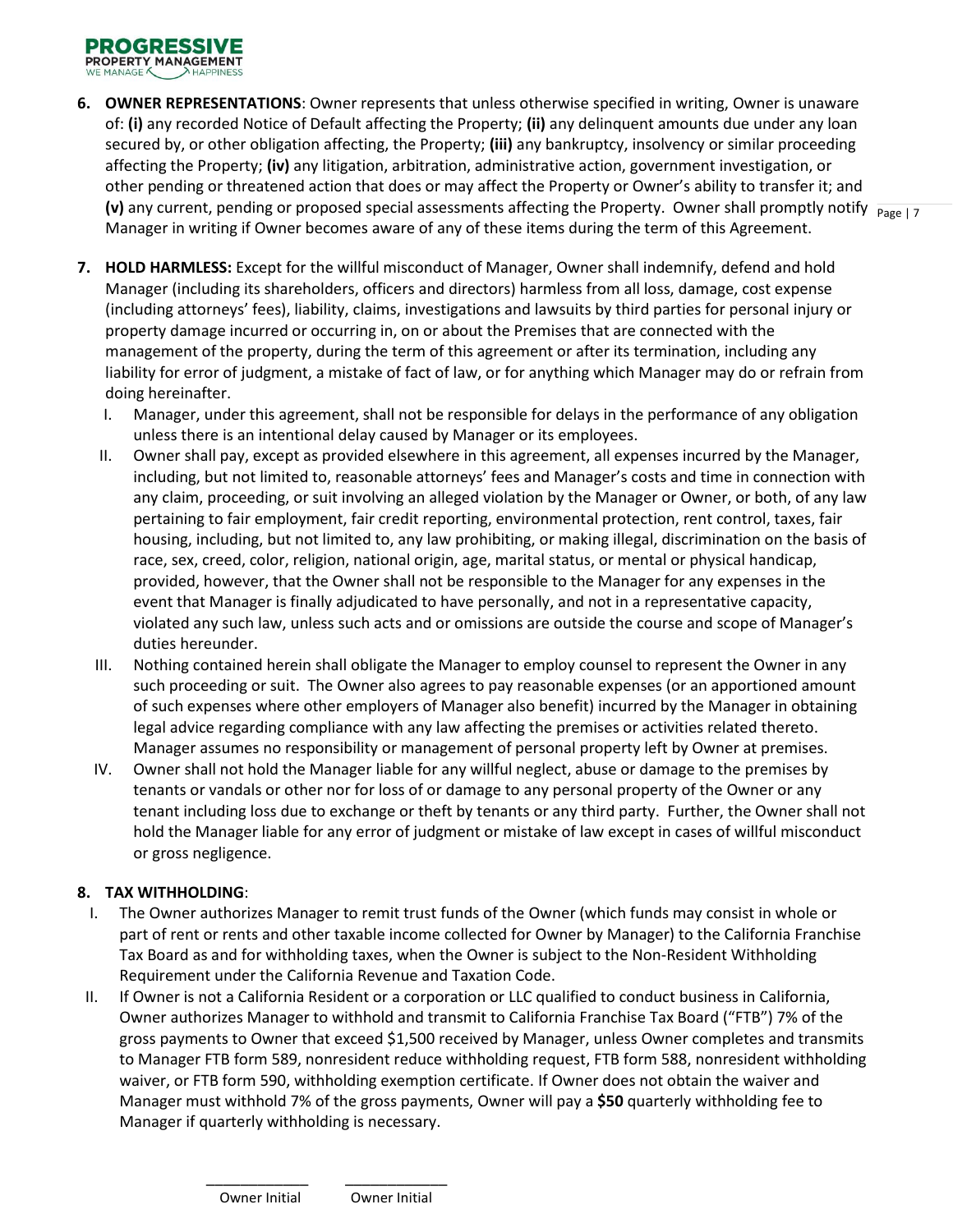6. **OWNER REPRESENTATIONS**: Owner represents that unless otherwise specified in writing, Owner is unaware of: **(i)** any recorded Notice of Default affecting the Property; **(ii)** any delinquent amounts due under any loan secured by, or other obligation affecting, the Property; **(iii)** any bankruptcy, insolvency or similar proceeding affecting the Property; **(iv)** any litigation, arbitration, administrative action, government investigation, or other pending or threatened action that does or may affect the Property or Owner's ability to transfer it; and **(v)** any current, pending or proposed special assessments affecting the Property. Owner shall promptly notify Manager in writing if Owner becomes aware of any of these items during the term of this Agreement.

7. **HOLD HARMLESS:** Except for the willful misconduct of Manager, Owner shall indemnify, defend and hold Manager (including its shareholders, officers and directors) harmless from all loss, damage, cost expense (including attorneys' fees), liability, claims, investigations and lawsuits by third parties for personal injury or property damage incurred or occurring in, on or about the Premises that are connected with the management of the property, during the term of this agreement or after its termination, including any liability for error of judgment, a mistake of fact of law, or for anything which Manager may do or refrain from doing hereinafter.
   - I. Manager, under this agreement, shall not be responsible for delays in the performance of any obligation unless there is an intentional delay caused by Manager or its employees.
   - II. Owner shall pay, except as provided elsewhere in this agreement, all expenses incurred by the Manager, including, but not limited to, reasonable attorneys' fees and Manager's costs and time in connection with any claim, proceeding, or suit involving an alleged violation by the Manager or Owner, or both, of any law pertaining to fair employment, fair credit reporting, environmental protection, rent control, taxes, fair housing, including, but not limited to, any law prohibiting, or making illegal, discrimination on the basis of race, sex, creed, color, religion, national origin, age, marital status, or mental or physical handicap, provided, however, that the Owner shall not be responsible to the Manager for any expenses in the event that Manager is finally adjudicated to have personally, and not in a representative capacity, violated any such law, unless such acts and or omissions are outside the course and scope of Manager's duties hereunder.
   - III. Nothing contained herein shall obligate the Manager to employ counsel to represent the Owner in any such proceeding or suit. The Owner also agrees to pay reasonable expenses (or an apportioned amount of such expenses where other employers of Manager also benefit) incurred by the Manager in obtaining legal advice regarding compliance with any law affecting the premises or activities related thereto. Manager assumes no responsibility or management of personal property left by Owner at premises.
   - IV. Owner shall not hold the Manager liable for any willful neglect, abuse or damage to the premises by tenants or vandals or other nor for loss of or damage to any personal property of the Owner or any tenant including loss due to exchange or theft by tenants or any third party. Further, the Owner shall not hold the Manager liable for any error of judgment or mistake of law except in cases of willful misconduct or gross negligence.

8. **TAX WITHHOLDING**:
   - I. The Owner authorizes Manager to remit trust funds of the Owner (which funds may consist in whole or part of rent or rents and other taxable income collected for Owner by Manager) to the California Franchise Tax Board as and for withholding taxes, when the Owner is subject to the Non-Resident Withholding Requirement under the California Revenue and Taxation Code.
   - II. If Owner is not a California Resident or a corporation or LLC qualified to conduct business in California, Owner authorizes Manager to withhold and transmit to California Franchise Tax Board ("FTB") 7% of the gross payments to Owner that exceed $1,500 received by Manager, unless Owner completes and transmits to Manager FTB form 589, nonresident reduce withholding request, FTB form 588, nonresident withholding waiver, or FTB form 590, withholding exemption certificate. If Owner does not obtain the waiver and Manager must withhold 7% of the gross payments, Owner will pay a **$50** quarterly withholding fee to Manager if quarterly withholding is necessary.

_____________ Owner Initial     _____________ Owner Initial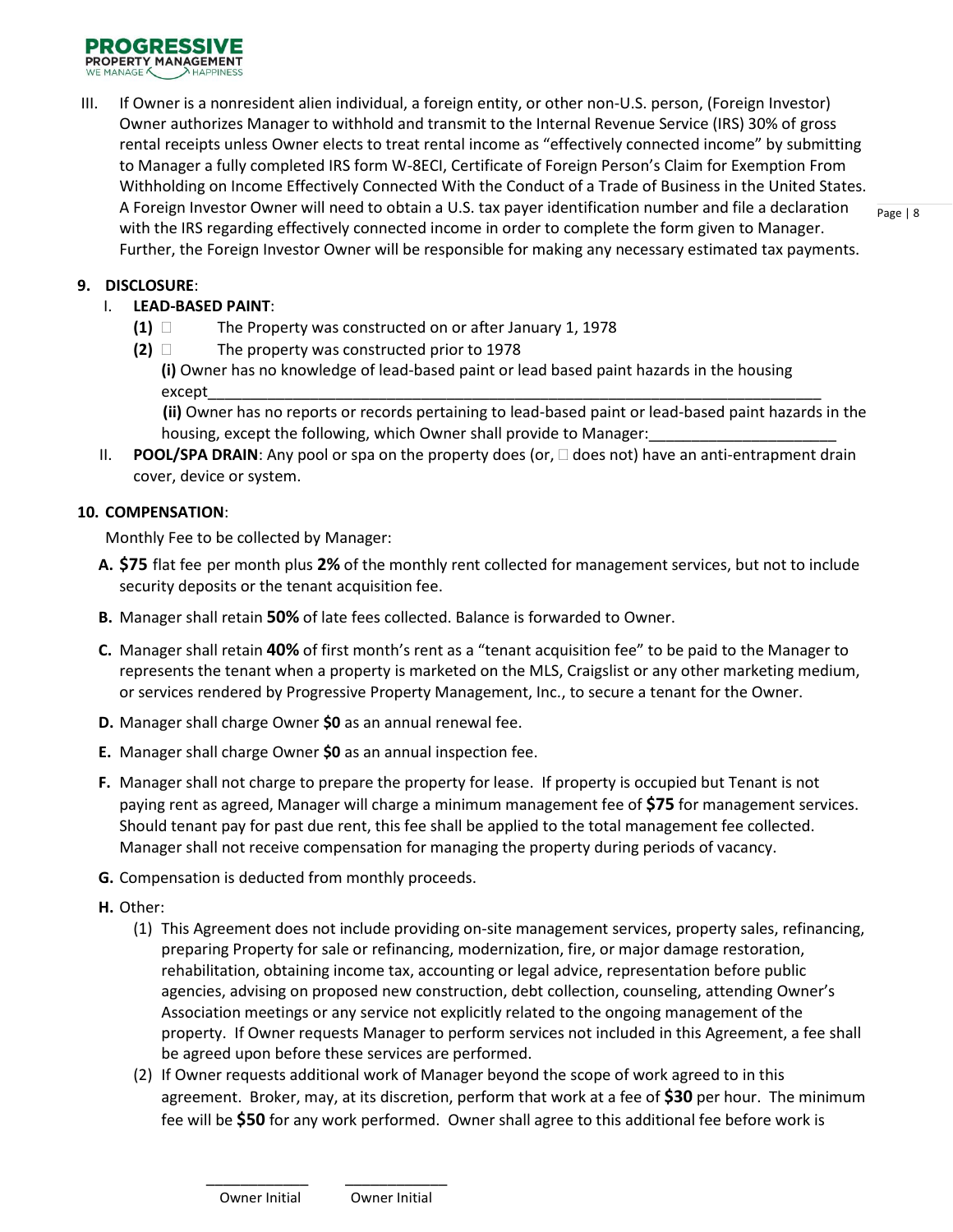III. If Owner is a nonresident alien individual, a foreign entity, or other non-U.S. person, (Foreign Investor) Owner authorizes Manager to withhold and transmit to the Internal Revenue Service (IRS) 30% of gross rental receipts unless Owner elects to treat rental income as "effectively connected income" by submitting to Manager a fully completed IRS form W-8ECI, Certificate of Foreign Person's Claim for Exemption From Withholding on Income Effectively Connected With the Conduct of a Trade of Business in the United States. A Foreign Investor Owner will need to obtain a U.S. tax payer identification number and file a declaration with the IRS regarding effectively connected income in order to complete the form given to Manager. Further, the Foreign Investor Owner will be responsible for making any necessary estimated tax payments.

**9. DISCLOSURE**:

I. **LEAD-BASED PAINT**:

**(1)** ☐ The Property was constructed on or after January 1, 1978

**(2)** ☐ The property was constructed prior to 1978

**(i)** Owner has no knowledge of lead-based paint or lead based paint hazards in the housing except___________________________________________________________________________

**(ii)** Owner has no reports or records pertaining to lead-based paint or lead-based paint hazards in the housing, except the following, which Owner shall provide to Manager:______________________

II. **POOL/SPA DRAIN**: Any pool or spa on the property does (or, ☐ does not) have an anti-entrapment drain cover, device or system.

**10. COMPENSATION**:

Monthly Fee to be collected by Manager:

**A.** **$75** flat fee per month plus **2%** of the monthly rent collected for management services, but not to include security deposits or the tenant acquisition fee.

**B.** Manager shall retain **50%** of late fees collected. Balance is forwarded to Owner.

**C.** Manager shall retain **40%** of first month's rent as a "tenant acquisition fee" to be paid to the Manager to represents the tenant when a property is marketed on the MLS, Craigslist or any other marketing medium, or services rendered by Progressive Property Management, Inc., to secure a tenant for the Owner.

**D.** Manager shall charge Owner **$0** as an annual renewal fee.

**E.** Manager shall charge Owner **$0** as an annual inspection fee.

**F.** Manager shall not charge to prepare the property for lease. If property is occupied but Tenant is not paying rent as agreed, Manager will charge a minimum management fee of **$75** for management services. Should tenant pay for past due rent, this fee shall be applied to the total management fee collected. Manager shall not receive compensation for managing the property during periods of vacancy.

**G.** Compensation is deducted from monthly proceeds.

**H.** Other:

(1) This Agreement does not include providing on-site management services, property sales, refinancing, preparing Property for sale or refinancing, modernization, fire, or major damage restoration, rehabilitation, obtaining income tax, accounting or legal advice, representation before public agencies, advising on proposed new construction, debt collection, counseling, attending Owner's Association meetings or any service not explicitly related to the ongoing management of the property. If Owner requests Manager to perform services not included in this Agreement, a fee shall be agreed upon before these services are performed.

(2) If Owner requests additional work of Manager beyond the scope of work agreed to in this agreement. Broker, may, at its discretion, perform that work at a fee of **$30** per hour. The minimum fee will be **$50** for any work performed. Owner shall agree to this additional fee before work is

_____________ _____________
Owner Initial Owner Initial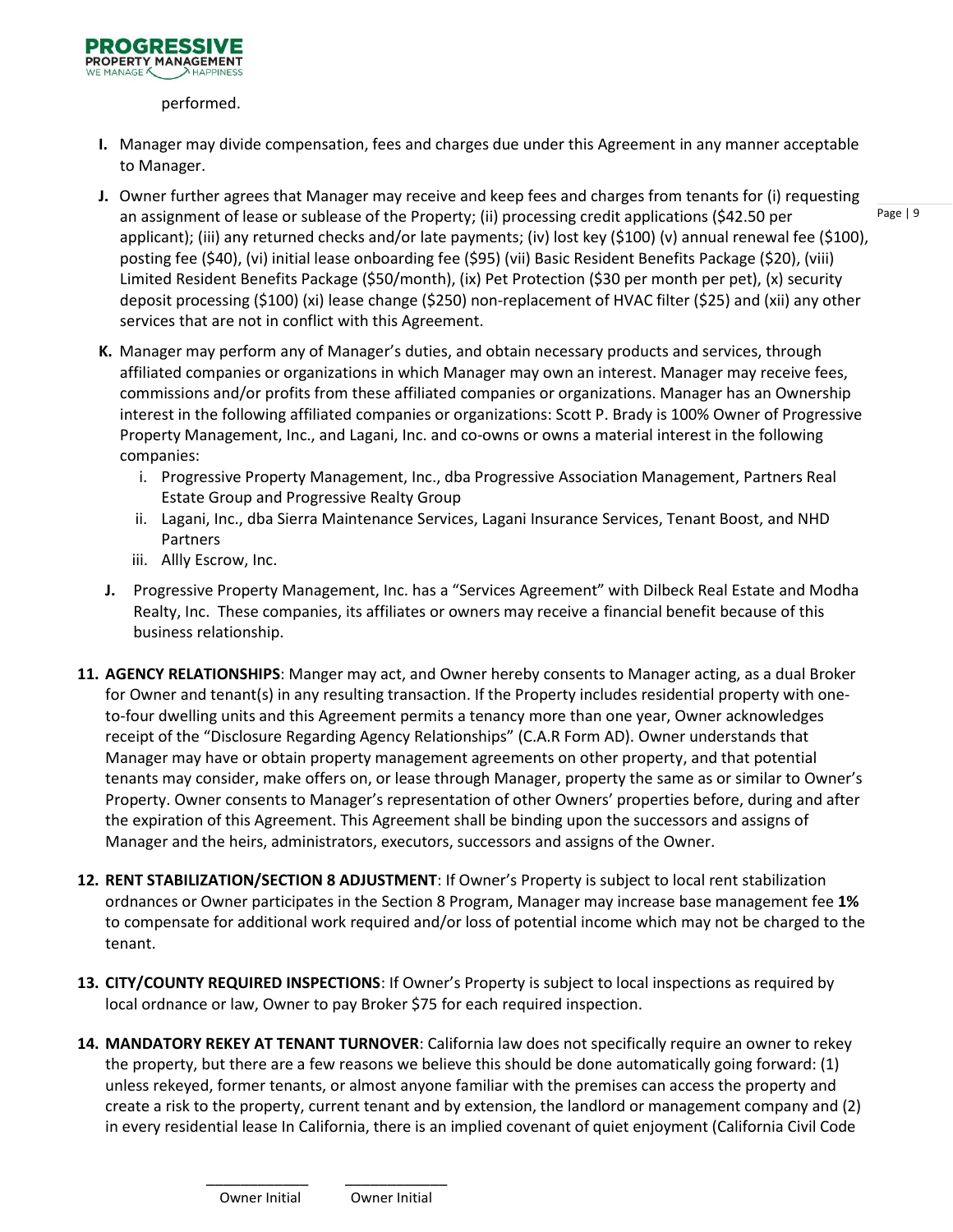performed.

**I.** Manager may divide compensation, fees and charges due under this Agreement in any manner acceptable to Manager.

**J.** Owner further agrees that Manager may receive and keep fees and charges from tenants for (i) requesting an assignment of lease or sublease of the Property; (ii) processing credit applications ($42.50 per applicant); (iii) any returned checks and/or late payments; (iv) lost key ($100) (v) annual renewal fee ($100), posting fee ($40), (vi) initial lease onboarding fee ($95) (vii) Basic Resident Benefits Package ($20), (viii) Limited Resident Benefits Package ($50/month), (ix) Pet Protection ($30 per month per pet), (x) security deposit processing ($100) (xi) lease change ($250) non-replacement of HVAC filter ($25) and (xii) any other services that are not in conflict with this Agreement.

**K.** Manager may perform any of Manager's duties, and obtain necessary products and services, through affiliated companies or organizations in which Manager may own an interest. Manager may receive fees, commissions and/or profits from these affiliated companies or organizations. Manager has an Ownership interest in the following affiliated companies or organizations: Scott P. Brady is 100% Owner of Progressive Property Management, Inc., and Lagani, Inc. and co-owns or owns a material interest in the following companies:

i. Progressive Property Management, Inc., dba Progressive Association Management, Partners Real Estate Group and Progressive Realty Group
ii. Lagani, Inc., dba Sierra Maintenance Services, Lagani Insurance Services, Tenant Boost, and NHD Partners
iii. Allly Escrow, Inc.

**J.** Progressive Property Management, Inc. has a "Services Agreement" with Dilbeck Real Estate and Modha Realty, Inc. These companies, its affiliates or owners may receive a financial benefit because of this business relationship.

**11. AGENCY RELATIONSHIPS**: Manger may act, and Owner hereby consents to Manager acting, as a dual Broker for Owner and tenant(s) in any resulting transaction. If the Property includes residential property with one-to-four dwelling units and this Agreement permits a tenancy more than one year, Owner acknowledges receipt of the "Disclosure Regarding Agency Relationships" (C.A.R Form AD). Owner understands that Manager may have or obtain property management agreements on other property, and that potential tenants may consider, make offers on, or lease through Manager, property the same as or similar to Owner's Property. Owner consents to Manager's representation of other Owners' properties before, during and after the expiration of this Agreement. This Agreement shall be binding upon the successors and assigns of Manager and the heirs, administrators, executors, successors and assigns of the Owner.

**12. RENT STABILIZATION/SECTION 8 ADJUSTMENT**: If Owner's Property is subject to local rent stabilization ordnances or Owner participates in the Section 8 Program, Manager may increase base management fee **1%** to compensate for additional work required and/or loss of potential income which may not be charged to the tenant.

**13. CITY/COUNTY REQUIRED INSPECTIONS**: If Owner's Property is subject to local inspections as required by local ordnance or law, Owner to pay Broker $75 for each required inspection.

**14. MANDATORY REKEY AT TENANT TURNOVER**: California law does not specifically require an owner to rekey the property, but there are a few reasons we believe this should be done automatically going forward: (1) unless rekeyed, former tenants, or almost anyone familiar with the premises can access the property and create a risk to the property, current tenant and by extension, the landlord or management company and (2) in every residential lease In California, there is an implied covenant of quiet enjoyment (California Civil Code

_____________ Owner Initial    _____________ Owner Initial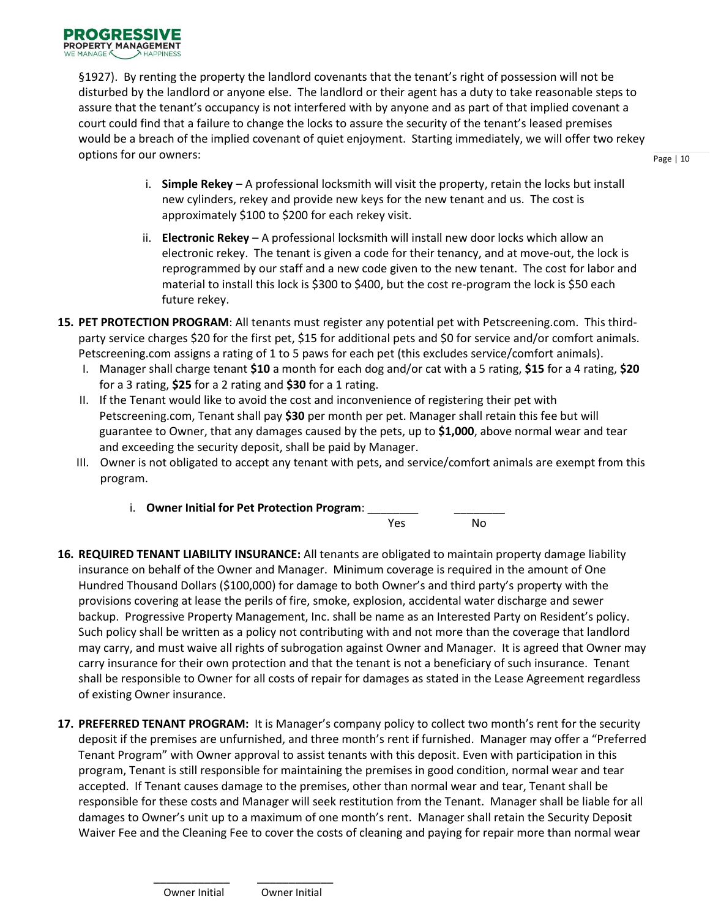§1927). By renting the property the landlord covenants that the tenant's right of possession will not be disturbed by the landlord or anyone else. The landlord or their agent has a duty to take reasonable steps to assure that the tenant's occupancy is not interfered with by anyone and as part of that implied covenant a court could find that a failure to change the locks to assure the security of the tenant's leased premises would be a breach of the implied covenant of quiet enjoyment. Starting immediately, we will offer two rekey options for our owners:

i. **Simple Rekey** – A professional locksmith will visit the property, retain the locks but install new cylinders, rekey and provide new keys for the new tenant and us. The cost is approximately $100 to $200 for each rekey visit.

ii. **Electronic Rekey** – A professional locksmith will install new door locks which allow an electronic rekey. The tenant is given a code for their tenancy, and at move-out, the lock is reprogrammed by our staff and a new code given to the new tenant. The cost for labor and material to install this lock is $300 to $400, but the cost re-program the lock is $50 each future rekey.

**15. PET PROTECTION PROGRAM**: All tenants must register any potential pet with Petscreening.com. This third-party service charges $20 for the first pet, $15 for additional pets and $0 for service and/or comfort animals. Petscreening.com assigns a rating of 1 to 5 paws for each pet (this excludes service/comfort animals).

I. Manager shall charge tenant **$10** a month for each dog and/or cat with a 5 rating, **$15** for a 4 rating, **$20** for a 3 rating, **$25** for a 2 rating and **$30** for a 1 rating.

II. If the Tenant would like to avoid the cost and inconvenience of registering their pet with Petscreening.com, Tenant shall pay **$30** per month per pet. Manager shall retain this fee but will guarantee to Owner, that any damages caused by the pets, up to **$1,000**, above normal wear and tear and exceeding the security deposit, shall be paid by Manager.

III. Owner is not obligated to accept any tenant with pets, and service/comfort animals are exempt from this program.

i. **Owner Initial for Pet Protection Program**: ________ Yes ________ No

**16. REQUIRED TENANT LIABILITY INSURANCE:** All tenants are obligated to maintain property damage liability insurance on behalf of the Owner and Manager. Minimum coverage is required in the amount of One Hundred Thousand Dollars ($100,000) for damage to both Owner's and third party's property with the provisions covering at lease the perils of fire, smoke, explosion, accidental water discharge and sewer backup. Progressive Property Management, Inc. shall be name as an Interested Party on Resident's policy. Such policy shall be written as a policy not contributing with and not more than the coverage that landlord may carry, and must waive all rights of subrogation against Owner and Manager. It is agreed that Owner may carry insurance for their own protection and that the tenant is not a beneficiary of such insurance. Tenant shall be responsible to Owner for all costs of repair for damages as stated in the Lease Agreement regardless of existing Owner insurance.

**17. PREFERRED TENANT PROGRAM:** It is Manager's company policy to collect two month's rent for the security deposit if the premises are unfurnished, and three month's rent if furnished. Manager may offer a "Preferred Tenant Program" with Owner approval to assist tenants with this deposit. Even with participation in this program, Tenant is still responsible for maintaining the premises in good condition, normal wear and tear accepted. If Tenant causes damage to the premises, other than normal wear and tear, Tenant shall be responsible for these costs and Manager will seek restitution from the Tenant. Manager shall be liable for all damages to Owner's unit up to a maximum of one month's rent. Manager shall retain the Security Deposit Waiver Fee and the Cleaning Fee to cover the costs of cleaning and paying for repair more than normal wear

____________ Owner Initial ____________ Owner Initial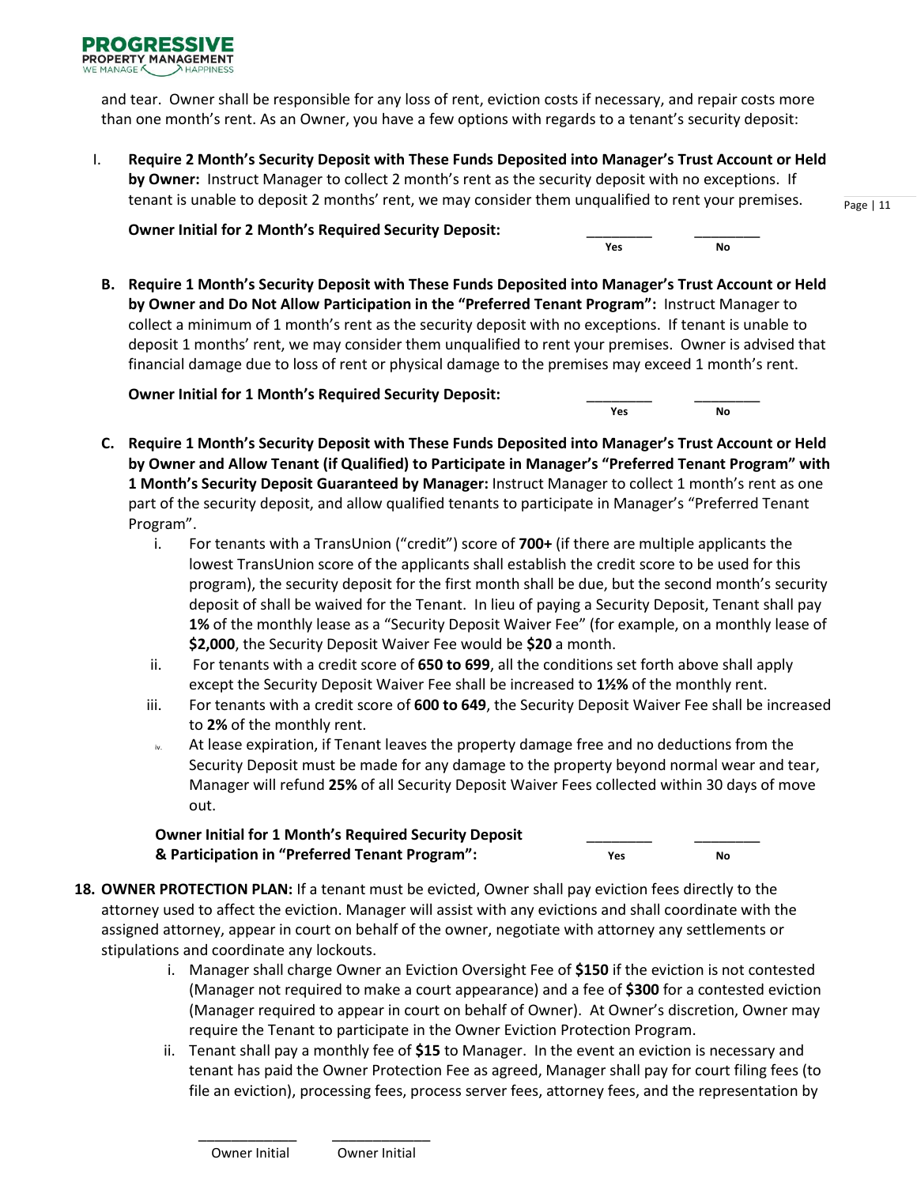and tear. Owner shall be responsible for any loss of rent, eviction costs if necessary, and repair costs more than one month's rent. As an Owner, you have a few options with regards to a tenant's security deposit:

I. **Require 2 Month's Security Deposit with These Funds Deposited into Manager's Trust Account or Held by Owner:** Instruct Manager to collect 2 month's rent as the security deposit with no exceptions. If tenant is unable to deposit 2 months' rent, we may consider them unqualified to rent your premises.

**Owner Initial for 2 Month's Required Security Deposit:** ________ Yes ________ No

B. **Require 1 Month's Security Deposit with These Funds Deposited into Manager's Trust Account or Held by Owner and Do Not Allow Participation in the "Preferred Tenant Program":** Instruct Manager to collect a minimum of 1 month's rent as the security deposit with no exceptions. If tenant is unable to deposit 1 months' rent, we may consider them unqualified to rent your premises. Owner is advised that financial damage due to loss of rent or physical damage to the premises may exceed 1 month's rent.

**Owner Initial for 1 Month's Required Security Deposit:** ________ Yes ________ No

C. **Require 1 Month's Security Deposit with These Funds Deposited into Manager's Trust Account or Held by Owner and Allow Tenant (if Qualified) to Participate in Manager's "Preferred Tenant Program" with 1 Month's Security Deposit Guaranteed by Manager:** Instruct Manager to collect 1 month's rent as one part of the security deposit, and allow qualified tenants to participate in Manager's "Preferred Tenant Program".

   i. For tenants with a TransUnion ("credit") score of **700+** (if there are multiple applicants the lowest TransUnion score of the applicants shall establish the credit score to be used for this program), the security deposit for the first month shall be due, but the second month's security deposit of shall be waived for the Tenant. In lieu of paying a Security Deposit, Tenant shall pay **1%** of the monthly lease as a "Security Deposit Waiver Fee" (for example, on a monthly lease of **$2,000**, the Security Deposit Waiver Fee would be **$20** a month.

   ii. For tenants with a credit score of **650 to 699**, all the conditions set forth above shall apply except the Security Deposit Waiver Fee shall be increased to **1½%** of the monthly rent.

   iii. For tenants with a credit score of **600 to 649**, the Security Deposit Waiver Fee shall be increased to **2%** of the monthly rent.

   iv. At lease expiration, if Tenant leaves the property damage free and no deductions from the Security Deposit must be made for any damage to the property beyond normal wear and tear, Manager will refund **25%** of all Security Deposit Waiver Fees collected within 30 days of move out.

**Owner Initial for 1 Month's Required Security Deposit & Participation in "Preferred Tenant Program":** ________ Yes ________ No

18. **OWNER PROTECTION PLAN:** If a tenant must be evicted, Owner shall pay eviction fees directly to the attorney used to affect the eviction. Manager will assist with any evictions and shall coordinate with the assigned attorney, appear in court on behalf of the owner, negotiate with attorney any settlements or stipulations and coordinate any lockouts.

   i. Manager shall charge Owner an Eviction Oversight Fee of **$150** if the eviction is not contested (Manager not required to make a court appearance) and a fee of **$300** for a contested eviction (Manager required to appear in court on behalf of Owner). At Owner's discretion, Owner may require the Tenant to participate in the Owner Eviction Protection Program.

   ii. Tenant shall pay a monthly fee of **$15** to Manager. In the event an eviction is necessary and tenant has paid the Owner Protection Fee as agreed, Manager shall pay for court filing fees (to file an eviction), processing fees, process server fees, attorney fees, and the representation by

_____________ Owner Initial _____________ Owner Initial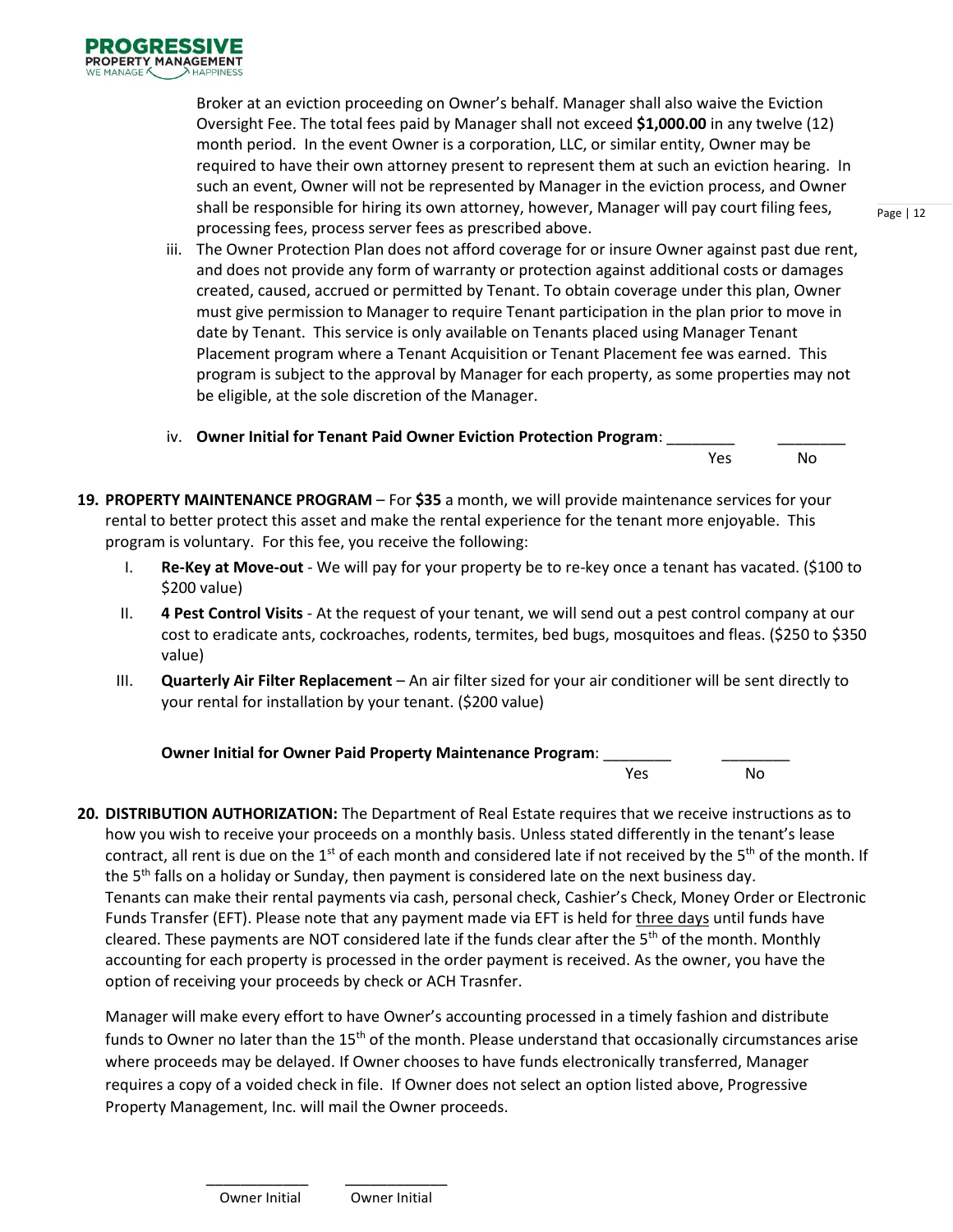Broker at an eviction proceeding on Owner's behalf. Manager shall also waive the Eviction Oversight Fee. The total fees paid by Manager shall not exceed **$1,000.00** in any twelve (12) month period. In the event Owner is a corporation, LLC, or similar entity, Owner may be required to have their own attorney present to represent them at such an eviction hearing. In such an event, Owner will not be represented by Manager in the eviction process, and Owner shall be responsible for hiring its own attorney, however, Manager will pay court filing fees, processing fees, process server fees as prescribed above.

iii. The Owner Protection Plan does not afford coverage for or insure Owner against past due rent, and does not provide any form of warranty or protection against additional costs or damages created, caused, accrued or permitted by Tenant. To obtain coverage under this plan, Owner must give permission to Manager to require Tenant participation in the plan prior to move in date by Tenant. This service is only available on Tenants placed using Manager Tenant Placement program where a Tenant Acquisition or Tenant Placement fee was earned. This program is subject to the approval by Manager for each property, as some properties may not be eligible, at the sole discretion of the Manager.

iv. **Owner Initial for Tenant Paid Owner Eviction Protection Program**: ________ Yes ________ No

**19. PROPERTY MAINTENANCE PROGRAM** – For **$35** a month, we will provide maintenance services for your rental to better protect this asset and make the rental experience for the tenant more enjoyable. This program is voluntary. For this fee, you receive the following:

I. **Re-Key at Move-out** - We will pay for your property be to re-key once a tenant has vacated. ($100 to $200 value)

II. **4 Pest Control Visits** - At the request of your tenant, we will send out a pest control company at our cost to eradicate ants, cockroaches, rodents, termites, bed bugs, mosquitoes and fleas. ($250 to $350 value)

III. **Quarterly Air Filter Replacement** – An air filter sized for your air conditioner will be sent directly to your rental for installation by your tenant. ($200 value)

**Owner Initial for Owner Paid Property Maintenance Program**: ________ Yes ________ No

**20. DISTRIBUTION AUTHORIZATION:** The Department of Real Estate requires that we receive instructions as to how you wish to receive your proceeds on a monthly basis. Unless stated differently in the tenant's lease contract, all rent is due on the 1st of each month and considered late if not received by the 5th of the month. If the 5th falls on a holiday or Sunday, then payment is considered late on the next business day. Tenants can make their rental payments via cash, personal check, Cashier's Check, Money Order or Electronic Funds Transfer (EFT). Please note that any payment made via EFT is held for three days until funds have cleared. These payments are NOT considered late if the funds clear after the 5th of the month. Monthly accounting for each property is processed in the order payment is received. As the owner, you have the option of receiving your proceeds by check or ACH Trasnfer.

Manager will make every effort to have Owner's accounting processed in a timely fashion and distribute funds to Owner no later than the 15th of the month. Please understand that occasionally circumstances arise where proceeds may be delayed. If Owner chooses to have funds electronically transferred, Manager requires a copy of a voided check in file. If Owner does not select an option listed above, Progressive Property Management, Inc. will mail the Owner proceeds.

____________ Owner Initial ____________ Owner Initial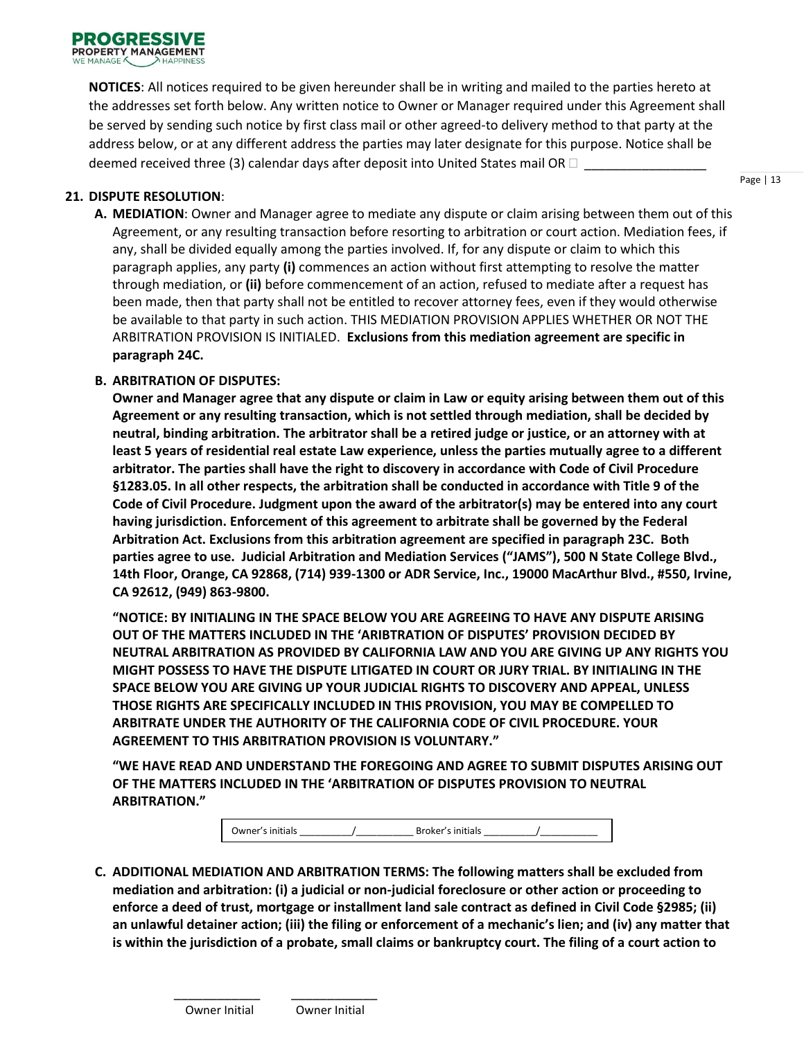**NOTICES**: All notices required to be given hereunder shall be in writing and mailed to the parties hereto at the addresses set forth below. Any written notice to Owner or Manager required under this Agreement shall be served by sending such notice by first class mail or other agreed-to delivery method to that party at the address below, or at any different address the parties may later designate for this purpose. Notice shall be deemed received three (3) calendar days after deposit into United States mail OR ☐ _________________

**21. DISPUTE RESOLUTION**:

**A. MEDIATION**: Owner and Manager agree to mediate any dispute or claim arising between them out of this Agreement, or any resulting transaction before resorting to arbitration or court action. Mediation fees, if any, shall be divided equally among the parties involved. If, for any dispute or claim to which this paragraph applies, any party **(i)** commences an action without first attempting to resolve the matter through mediation, or **(ii)** before commencement of an action, refused to mediate after a request has been made, then that party shall not be entitled to recover attorney fees, even if they would otherwise be available to that party in such action. THIS MEDIATION PROVISION APPLIES WHETHER OR NOT THE ARBITRATION PROVISION IS INITIALED. **Exclusions from this mediation agreement are specific in paragraph 24C.**

**B. ARBITRATION OF DISPUTES:**

**Owner and Manager agree that any dispute or claim in Law or equity arising between them out of this Agreement or any resulting transaction, which is not settled through mediation, shall be decided by neutral, binding arbitration. The arbitrator shall be a retired judge or justice, or an attorney with at least 5 years of residential real estate Law experience, unless the parties mutually agree to a different arbitrator. The parties shall have the right to discovery in accordance with Code of Civil Procedure §1283.05. In all other respects, the arbitration shall be conducted in accordance with Title 9 of the Code of Civil Procedure. Judgment upon the award of the arbitrator(s) may be entered into any court having jurisdiction. Enforcement of this agreement to arbitrate shall be governed by the Federal Arbitration Act. Exclusions from this arbitration agreement are specified in paragraph 23C. Both parties agree to use. Judicial Arbitration and Mediation Services ("JAMS"), 500 N State College Blvd., 14th Floor, Orange, CA 92868, (714) 939-1300 or ADR Service, Inc., 19000 MacArthur Blvd., #550, Irvine, CA 92612, (949) 863-9800.**

**"NOTICE: BY INITIALING IN THE SPACE BELOW YOU ARE AGREEING TO HAVE ANY DISPUTE ARISING OUT OF THE MATTERS INCLUDED IN THE 'ARIBTRATION OF DISPUTES' PROVISION DECIDED BY NEUTRAL ARBITRATION AS PROVIDED BY CALIFORNIA LAW AND YOU ARE GIVING UP ANY RIGHTS YOU MIGHT POSSESS TO HAVE THE DISPUTE LITIGATED IN COURT OR JURY TRIAL. BY INITIALING IN THE SPACE BELOW YOU ARE GIVING UP YOUR JUDICIAL RIGHTS TO DISCOVERY AND APPEAL, UNLESS THOSE RIGHTS ARE SPECIFICALLY INCLUDED IN THIS PROVISION, YOU MAY BE COMPELLED TO ARBITRATE UNDER THE AUTHORITY OF THE CALIFORNIA CODE OF CIVIL PROCEDURE. YOUR AGREEMENT TO THIS ARBITRATION PROVISION IS VOLUNTARY."**

**"WE HAVE READ AND UNDERSTAND THE FOREGOING AND AGREE TO SUBMIT DISPUTES ARISING OUT OF THE MATTERS INCLUDED IN THE 'ARBITRATION OF DISPUTES PROVISION TO NEUTRAL ARBITRATION."**

Owner's initials _________/__________ Broker's initials _________/__________

**C. ADDITIONAL MEDIATION AND ARBITRATION TERMS: The following matters shall be excluded from mediation and arbitration: (i) a judicial or non-judicial foreclosure or other action or proceeding to enforce a deed of trust, mortgage or installment land sale contract as defined in Civil Code §2985; (ii) an unlawful detainer action; (iii) the filing or enforcement of a mechanic's lien; and (iv) any matter that is within the jurisdiction of a probate, small claims or bankruptcy court. The filing of a court action to**

_____________ _____________
Owner Initial Owner Initial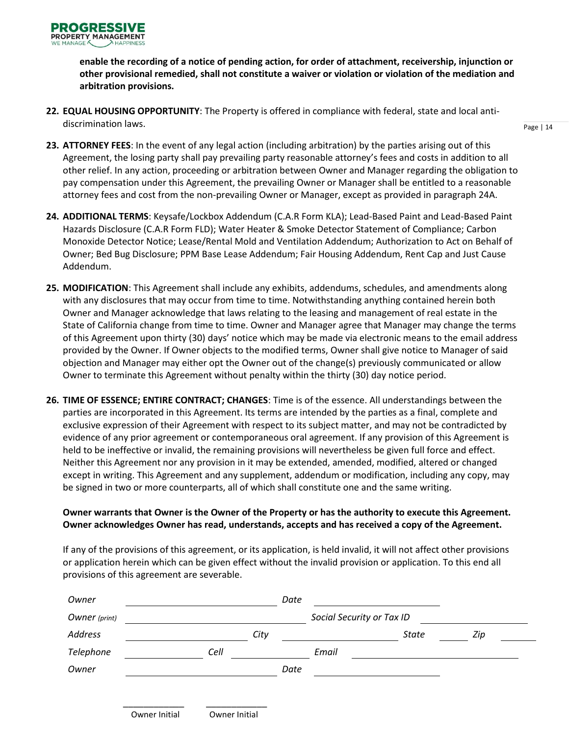**enable the recording of a notice of pending action, for order of attachment, receivership, injunction or other provisional remedied, shall not constitute a waiver or violation or violation of the mediation and arbitration provisions.**

22. **EQUAL HOUSING OPPORTUNITY**: The Property is offered in compliance with federal, state and local anti-discrimination laws.

23. **ATTORNEY FEES**: In the event of any legal action (including arbitration) by the parties arising out of this Agreement, the losing party shall pay prevailing party reasonable attorney's fees and costs in addition to all other relief. In any action, proceeding or arbitration between Owner and Manager regarding the obligation to pay compensation under this Agreement, the prevailing Owner or Manager shall be entitled to a reasonable attorney fees and cost from the non-prevailing Owner or Manager, except as provided in paragraph 24A.

24. **ADDITIONAL TERMS**: Keysafe/Lockbox Addendum (C.A.R Form KLA); Lead-Based Paint and Lead-Based Paint Hazards Disclosure (C.A.R Form FLD); Water Heater & Smoke Detector Statement of Compliance; Carbon Monoxide Detector Notice; Lease/Rental Mold and Ventilation Addendum; Authorization to Act on Behalf of Owner; Bed Bug Disclosure; PPM Base Lease Addendum; Fair Housing Addendum, Rent Cap and Just Cause Addendum.

25. **MODIFICATION**: This Agreement shall include any exhibits, addendums, schedules, and amendments along with any disclosures that may occur from time to time. Notwithstanding anything contained herein both Owner and Manager acknowledge that laws relating to the leasing and management of real estate in the State of California change from time to time. Owner and Manager agree that Manager may change the terms of this Agreement upon thirty (30) days' notice which may be made via electronic means to the email address provided by the Owner. If Owner objects to the modified terms, Owner shall give notice to Manager of said objection and Manager may either opt the Owner out of the change(s) previously communicated or allow Owner to terminate this Agreement without penalty within the thirty (30) day notice period.

26. **TIME OF ESSENCE; ENTIRE CONTRACT; CHANGES**: Time is of the essence. All understandings between the parties are incorporated in this Agreement. Its terms are intended by the parties as a final, complete and exclusive expression of their Agreement with respect to its subject matter, and may not be contradicted by evidence of any prior agreement or contemporaneous oral agreement. If any provision of this Agreement is held to be ineffective or invalid, the remaining provisions will nevertheless be given full force and effect. Neither this Agreement nor any provision in it may be extended, amended, modified, altered or changed except in writing. This Agreement and any supplement, addendum or modification, including any copy, may be signed in two or more counterparts, all of which shall constitute one and the same writing.

**Owner warrants that Owner is the Owner of the Property or has the authority to execute this Agreement. Owner acknowledges Owner has read, understands, accepts and has received a copy of the Agreement.**

If any of the provisions of this agreement, or its application, is held invalid, it will not affect other provisions or application herein which can be given effect without the invalid provision or application. To this end all provisions of this agreement are severable.

*Owner* \_\_\_\_\_\_\_\_\_\_\_\_\_\_\_\_\_\_\_\_\_\_\_\_\_\_ *Date* \_\_\_\_\_\_\_\_\_\_\_\_\_\_\_\_\_\_\_\_\_\_

*Owner (print)* \_\_\_\_\_\_\_\_\_\_\_\_\_\_\_\_\_\_\_\_\_\_\_\_\_\_ *Social Security or Tax ID* \_\_\_\_\_\_\_\_\_\_\_\_\_\_\_\_\_\_

*Address* \_\_\_\_\_\_\_\_\_\_\_\_\_\_\_\_\_\_ *City* \_\_\_\_\_\_\_\_\_\_\_\_\_\_\_\_\_\_ *State* \_\_\_\_\_\_ *Zip* \_\_\_\_\_\_

*Telephone* \_\_\_\_\_\_\_\_\_\_\_\_ *Cell* \_\_\_\_\_\_\_\_\_\_\_\_ *Email* \_\_\_\_\_\_\_\_\_\_\_\_\_\_\_\_\_\_\_\_\_\_

*Owner* \_\_\_\_\_\_\_\_\_\_\_\_\_\_\_\_\_\_\_\_\_\_\_\_\_\_ *Date* \_\_\_\_\_\_\_\_\_\_\_\_\_\_\_\_\_\_\_\_\_\_

\_\_\_\_\_\_\_\_\_\_\_\_ Owner Initial \_\_\_\_\_\_\_\_\_\_\_\_ Owner Initial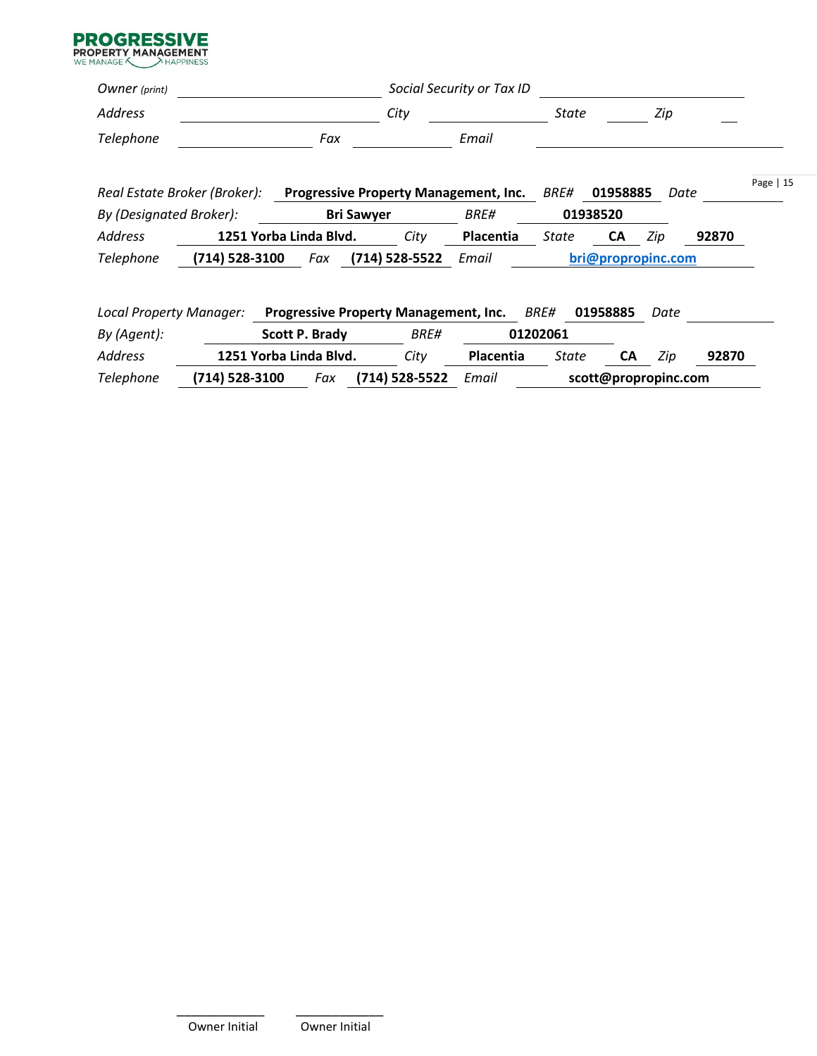**PROGRESSIVE**
PROPERTY MANAGEMENT
WE MANAGE HAPPINESS

| | | | | | | | |
|---|---|---|---|---|---|---|---|
| *Owner (print)* | | *Social Security or Tax ID* | | | | | |
| *Address* | | *City* | | *State* | | *Zip* | |
| *Telephone* | | *Fax* | | *Email* | | | |

| | | | | | | | |
|---|---|---|---|---|---|---|---|
| *Real Estate Broker (Broker):* | **Progressive Property Management, Inc.** | *BRE#* | **01958885** | *Date* | | | |
| *By (Designated Broker):* | **Bri Sawyer** | *BRE#* | **01938520** | | | | |
| *Address* | **1251 Yorba Linda Blvd.** | *City* | **Placentia** | *State* | **CA** | *Zip* | **92870** |
| *Telephone* | **(714) 528-3100** | *Fax* | **(714) 528-5522** | *Email* | **bri@propropinc.com** | | |

| | | | | | | | |
|---|---|---|---|---|---|---|---|
| *Local Property Manager:* | **Progressive Property Management, Inc.** | *BRE#* | **01958885** | *Date* | | | |
| *By (Agent):* | **Scott P. Brady** | *BRE#* | **01202061** | | | | |
| *Address* | **1251 Yorba Linda Blvd.** | *City* | **Placentia** | *State* | **CA** | *Zip* | **92870** |
| *Telephone* | **(714) 528-3100** | *Fax* | **(714) 528-5522** | *Email* | **scott@propropinc.com** | | |

\_\_\_\_\_\_\_\_\_\_\_\_ Owner Initial &nbsp;&nbsp;&nbsp; \_\_\_\_\_\_\_\_\_\_\_\_ Owner Initial